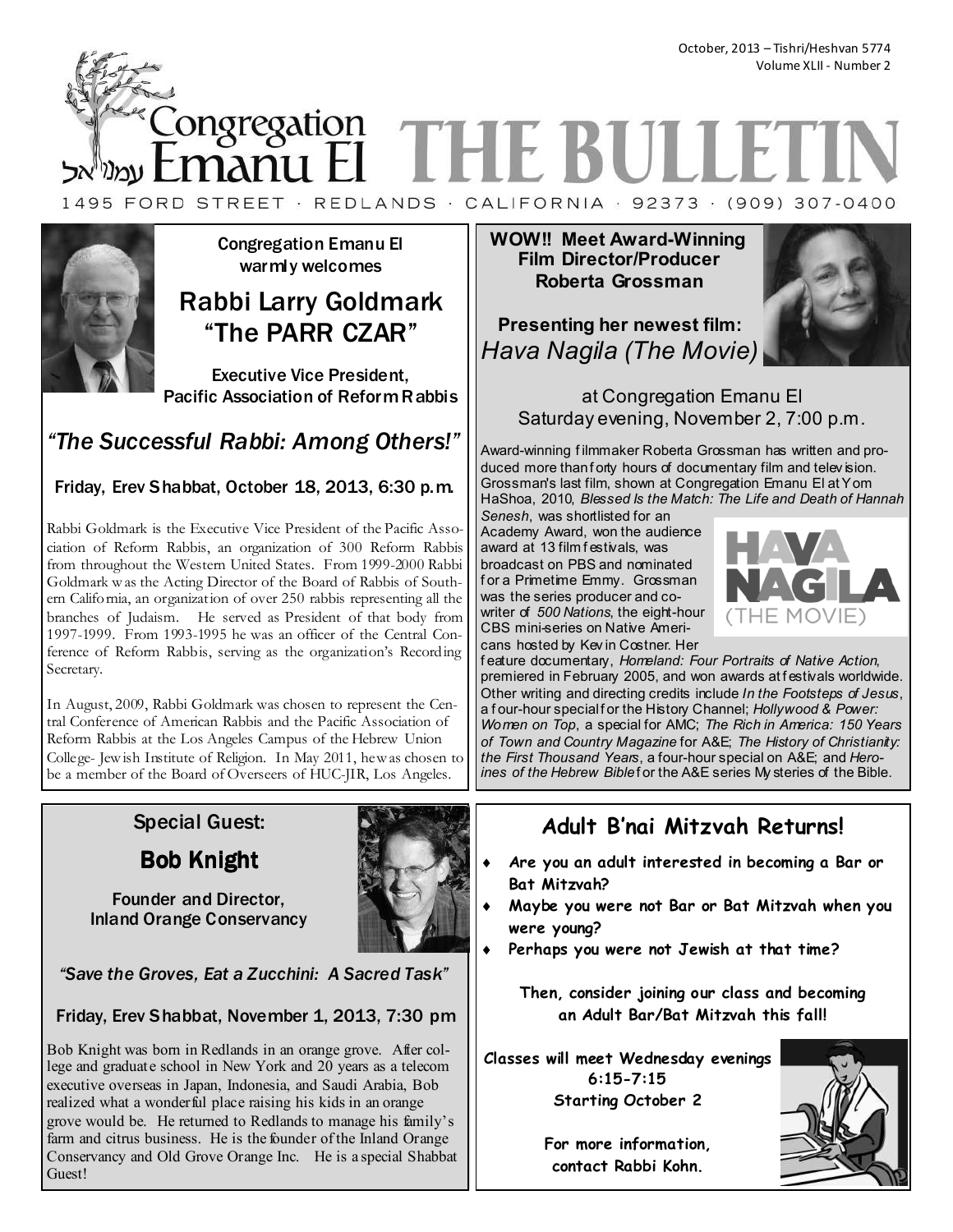October, 2013 – Tishri/Heshvan 5774
Volume XLII - Number 2

# Congregation Emanu El עמנו׳אל THE BULLETIN

1495 FORD STREET · REDLANDS · CALIFORNIA · 92373 · (909) 307-0400

Congregation Emanu El warmly welcomes

## Rabbi Larry Goldmark "The PARR CZAR"

Executive Vice President, Pacific Association of Reform Rabbis

### *"The Successful Rabbi: Among Others!"*

Friday, Erev Shabbat, October 18, 2013, 6:30 p.m.

Rabbi Goldmark is the Executive Vice President of the Pacific Association of Reform Rabbis, an organization of 300 Reform Rabbis from throughout the Western United States. From 1999-2000 Rabbi Goldmark was the Acting Director of the Board of Rabbis of Southern California, an organization of over 250 rabbis representing all the branches of Judaism. He served as President of that body from 1997-1999. From 1993-1995 he was an officer of the Central Conference of Reform Rabbis, serving as the organization's Recording Secretary.

In August, 2009, Rabbi Goldmark was chosen to represent the Central Conference of American Rabbis and the Pacific Association of Reform Rabbis at the Los Angeles Campus of the Hebrew Union College- Jewish Institute of Religion. In May 2011, he was chosen to be a member of the Board of Overseers of HUC-JIR, Los Angeles.

**WOW!! Meet Award-Winning Film Director/Producer Roberta Grossman**

**Presenting her newest film:** *Hava Nagila (The Movie)*

at Congregation Emanu El
Saturday evening, November 2, 7:00 p.m.

Award-winning filmmaker Roberta Grossman has written and produced more than forty hours of documentary film and television. Grossman's last film, shown at Congregation Emanu El at Yom HaShoa, 2010, *Blessed Is the Match: The Life and Death of Hannah Senesh*, was shortlisted for an Academy Award, won the audience award at 13 film festivals, was broadcast on PBS and nominated for a Primetime Emmy. Grossman was the series producer and co-writer of *500 Nations*, the eight-hour CBS mini-series on Native Americans hosted by Kevin Costner. Her feature documentary, *Homeland: Four Portraits of Native Action*, premiered in February 2005, and won awards at festivals worldwide. Other writing and directing credits include *In the Footsteps of Jesus*, a four-hour special for the History Channel; *Hollywood & Power: Women on Top*, a special for AMC; *The Rich in America: 150 Years of Town and Country Magazine* for A&E; *The History of Christianity: the First Thousand Years*, a four-hour special on A&E; and *Heroines of the Hebrew Bible* for the A&E series Mysteries of the Bible.

HAVA NAGILA (THE MOVIE)

Special Guest:

## Bob Knight

Founder and Director, Inland Orange Conservancy

*"Save the Groves, Eat a Zucchini: A Sacred Task"*

Friday, Erev Shabbat, November 1, 2013, 7:30 pm

Bob Knight was born in Redlands in an orange grove. After college and graduate school in New York and 20 years as a telecom executive overseas in Japan, Indonesia, and Saudi Arabia, Bob realized what a wonderful place raising his kids in an orange grove would be. He returned to Redlands to manage his family's farm and citrus business. He is the founder of the Inland Orange Conservancy and Old Grove Orange Inc. He is a special Shabbat Guest!

## Adult B'nai Mitzvah Returns!

- **Are you an adult interested in becoming a Bar or Bat Mitzvah?**
- **Maybe you were not Bar or Bat Mitzvah when you were young?**
- **Perhaps you were not Jewish at that time?**

**Then, consider joining our class and becoming an Adult Bar/Bat Mitzvah this fall!**

**Classes will meet Wednesday evenings 6:15-7:15 Starting October 2**

**For more information, contact Rabbi Kohn.**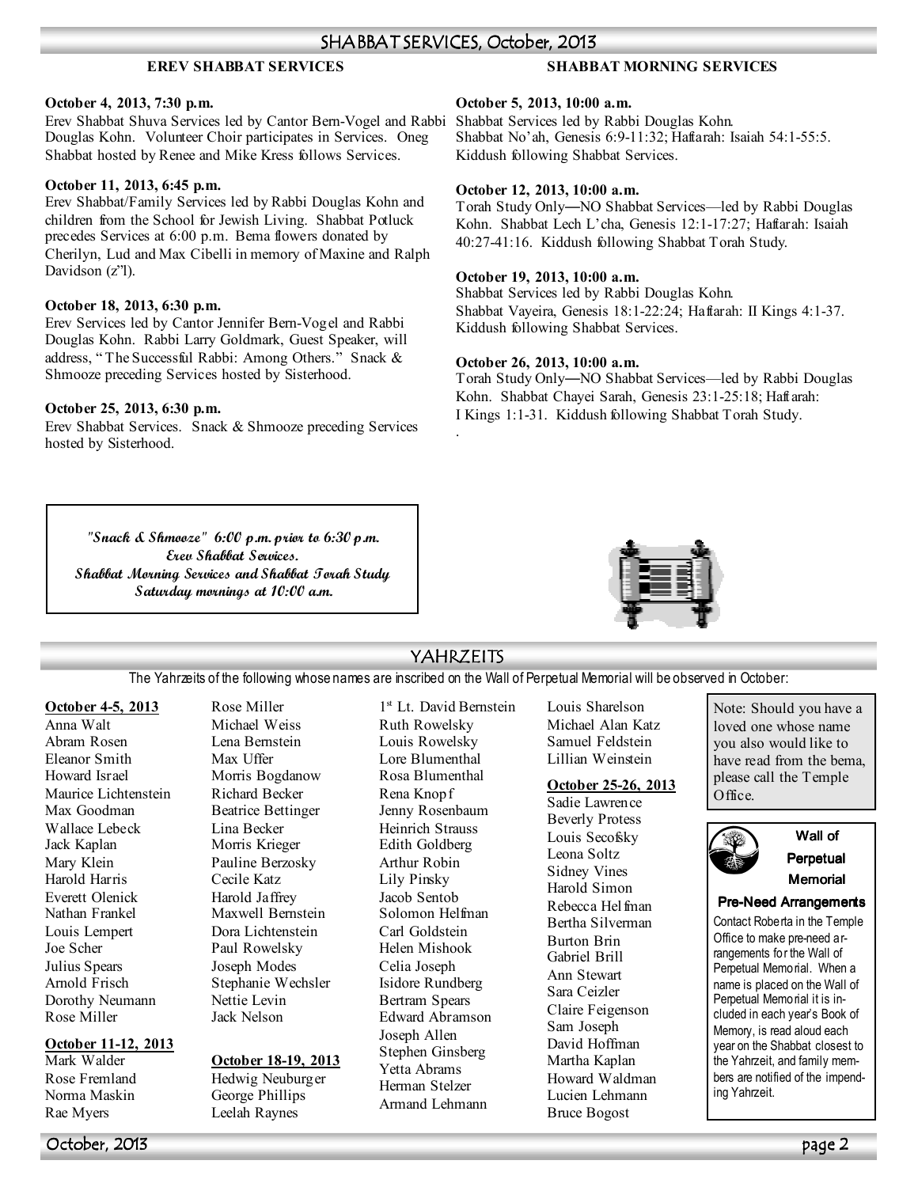# SHABBAT SERVICES, October, 2013

## EREV SHABBAT SERVICES

**October 4, 2013, 7:30 p.m.**
Erev Shabbat Shuva Services led by Cantor Bern-Vogel and Rabbi Douglas Kohn. Volunteer Choir participates in Services. Oneg Shabbat hosted by Renee and Mike Kress follows Services.

**October 11, 2013, 6:45 p.m.**
Erev Shabbat/Family Services led by Rabbi Douglas Kohn and children from the School for Jewish Living. Shabbat Potluck precedes Services at 6:00 p.m. Bema flowers donated by Cherilyn, Lud and Max Cibelli in memory of Maxine and Ralph Davidson (z"l).

**October 18, 2013, 6:30 p.m.**
Erev Services led by Cantor Jennifer Bern-Vogel and Rabbi Douglas Kohn. Rabbi Larry Goldmark, Guest Speaker, will address, "The Successful Rabbi: Among Others." Snack & Shmooze preceding Services hosted by Sisterhood.

**October 25, 2013, 6:30 p.m.**
Erev Shabbat Services. Snack & Shmooze preceding Services hosted by Sisterhood.

## SHABBAT MORNING SERVICES

**October 5, 2013, 10:00 a.m.**
Shabbat Services led by Rabbi Douglas Kohn.
Shabbat No'ah, Genesis 6:9-11:32; Haftarah: Isaiah 54:1-55:5.
Kiddush following Shabbat Services.

**October 12, 2013, 10:00 a.m.**
Torah Study Only—NO Shabbat Services—led by Rabbi Douglas Kohn. Shabbat Lech L'cha, Genesis 12:1-17:27; Haftarah: Isaiah 40:27-41:16. Kiddush following Shabbat Torah Study.

**October 19, 2013, 10:00 a.m.**
Shabbat Services led by Rabbi Douglas Kohn.
Shabbat Vayeira, Genesis 18:1-22:24; Haftarah: II Kings 4:1-37.
Kiddush following Shabbat Services.

**October 26, 2013, 10:00 a.m.**
Torah Study Only—NO Shabbat Services—led by Rabbi Douglas Kohn. Shabbat Chayei Sarah, Genesis 23:1-25:18; Haftarah: I Kings 1:1-31. Kiddush following Shabbat Torah Study.

***"Snack & Shmooze" 6:00 p.m. prior to 6:30 p.m. Erev Shabbat Services.***
***Shabbat Morning Services and Shabbat Torah Study Saturday mornings at 10:00 a.m.***

# YAHRZEITS

The Yahrzeits of the following whose names are inscribed on the Wall of Perpetual Memorial will be observed in October:

**October 4-5, 2013**
Anna Walt
Abram Rosen
Eleanor Smith
Howard Israel
Maurice Lichtenstein
Max Goodman
Wallace Lebeck
Jack Kaplan
Mary Klein
Harold Harris
Everett Olenick
Nathan Frankel
Louis Lempert
Joe Scher
Julius Spears
Arnold Frisch
Dorothy Neumann
Rose Miller

**October 11-12, 2013**
Mark Walder
Rose Fremland
Norma Maskin
Rae Myers
Rose Miller
Michael Weiss
Lena Bernstein
Max Uffer
Morris Bogdanow
Richard Becker
Beatrice Bettinger
Lina Becker
Morris Krieger
Pauline Berzosky
Cecile Katz
Harold Jaffrey
Maxwell Bernstein
Dora Lichtenstein
Paul Rowelsky
Joseph Modes
Stephanie Wechsler
Nettie Levin
Jack Nelson

**October 18-19, 2013**
Hedwig Neuburger
George Phillips
Leelah Raynes
1st Lt. David Bernstein
Ruth Rowelsky
Louis Rowelsky
Lore Blumenthal
Rosa Blumenthal
Rena Knopf
Jenny Rosenbaum
Heinrich Strauss
Edith Goldberg
Arthur Robin
Lily Pinsky
Jacob Sentob
Solomon Helfman
Carl Goldstein
Helen Mishook
Celia Joseph
Isidore Rundberg
Bertram Spears
Edward Abramson
Joseph Allen
Stephen Ginsberg
Yetta Abrams
Herman Stelzer
Armand Lehmann
Louis Sharelson
Michael Alan Katz
Samuel Feldstein
Lillian Weinstein

**October 25-26, 2013**
Sadie Lawrence
Beverly Protess
Louis Secofsky
Leona Soltz
Sidney Vines
Harold Simon
Rebecca Helfman
Bertha Silverman
Burton Brin
Gabriel Brill
Ann Stewart
Sara Ceizler
Claire Feigenson
Sam Joseph
David Hoffman
Martha Kaplan
Howard Waldman
Lucien Lehmann
Bruce Bogost

Note: Should you have a loved one whose name you also would like to have read from the bema, please call the Temple Office.

**Wall of Perpetual Memorial**

**Pre-Need Arrangements**

Contact Roberta in the Temple Office to make pre-need arrangements for the Wall of Perpetual Memorial. When a name is placed on the Wall of Perpetual Memorial it is included in each year's Book of Memory, is read aloud each year on the Shabbat closest to the Yahrzeit, and family members are notified of the impending Yahrzeit.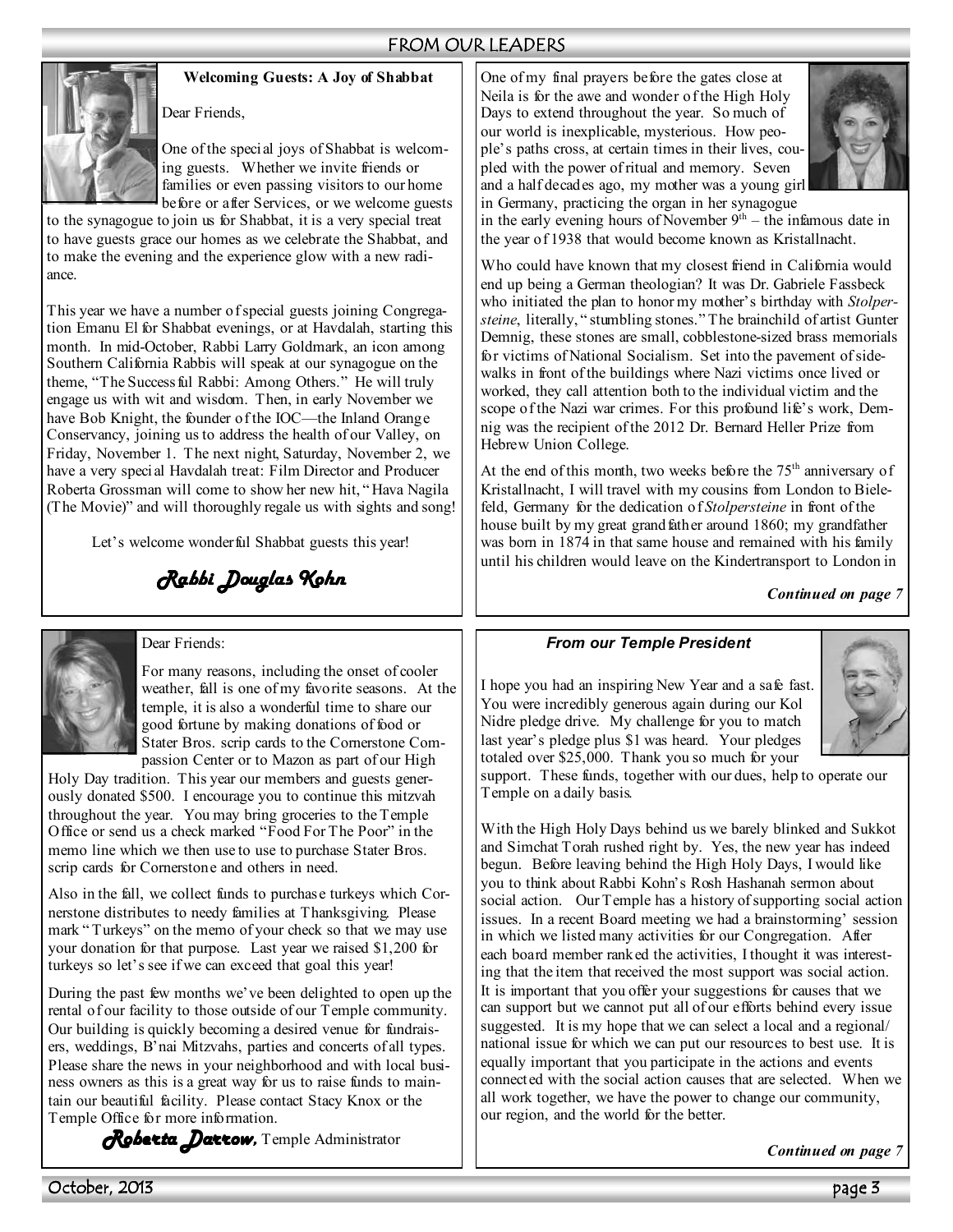## Welcoming Guests: A Joy of Shabbat

Dear Friends,

One of the special joys of Shabbat is welcoming guests. Whether we invite friends or families or even passing visitors to our home before or after Services, or we welcome guests to the synagogue to join us for Shabbat, it is a very special treat to have guests grace our homes as we celebrate the Shabbat, and to make the evening and the experience glow with a new radiance.

This year we have a number of special guests joining Congregation Emanu El for Shabbat evenings, or at Havdalah, starting this month. In mid-October, Rabbi Larry Goldmark, an icon among Southern California Rabbis will speak at our synagogue on the theme, "The Successful Rabbi: Among Others." He will truly engage us with wit and wisdom. Then, in early November we have Bob Knight, the founder of the IOC—the Inland Orange Conservancy, joining us to address the health of our Valley, on Friday, November 1. The next night, Saturday, November 2, we have a very special Havdalah treat: Film Director and Producer Roberta Grossman will come to show her new hit, "Hava Nagila (The Movie)" and will thoroughly regale us with sights and song!

Let's welcome wonderful Shabbat guests this year!

*Rabbi Douglas Kohn*

One of my final prayers before the gates close at Neila is for the awe and wonder of the High Holy Days to extend throughout the year. So much of our world is inexplicable, mysterious. How people's paths cross, at certain times in their lives, coupled with the power of ritual and memory. Seven and a half decades ago, my mother was a young girl in Germany, practicing the organ in her synagogue in the early evening hours of November 9th – the infamous date in the year of 1938 that would become known as Kristallnacht.

Who could have known that my closest friend in California would end up being a German theologian? It was Dr. Gabriele Fassbeck who initiated the plan to honor my mother's birthday with *Stolpersteine*, literally, "stumbling stones." The brainchild of artist Gunter Demnig, these stones are small, cobblestone-sized brass memorials for victims of National Socialism. Set into the pavement of sidewalks in front of the buildings where Nazi victims once lived or worked, they call attention both to the individual victim and the scope of the Nazi war crimes. For this profound life's work, Demnig was the recipient of the 2012 Dr. Bernard Heller Prize from Hebrew Union College.

At the end of this month, two weeks before the 75th anniversary of Kristallnacht, I will travel with my cousins from London to Bielefeld, Germany for the dedication of *Stolpersteine* in front of the house built by my great grandfather around 1860; my grandfather was born in 1874 in that same house and remained with his family until his children would leave on the Kindertransport to London in

***Continued on page 7***

Dear Friends:

For many reasons, including the onset of cooler weather, fall is one of my favorite seasons. At the temple, it is also a wonderful time to share our good fortune by making donations of food or Stater Bros. scrip cards to the Cornerstone Compassion Center or to Mazon as part of our High Holy Day tradition. This year our members and guests generously donated $500. I encourage you to continue this mitzvah throughout the year. You may bring groceries to the Temple Office or send us a check marked "Food For The Poor" in the memo line which we then use to use to purchase Stater Bros. scrip cards for Cornerstone and others in need.

Also in the fall, we collect funds to purchase turkeys which Cornerstone distributes to needy families at Thanksgiving. Please mark "Turkeys" on the memo of your check so that we may use your donation for that purpose. Last year we raised $1,200 for turkeys so let's see if we can exceed that goal this year!

During the past few months we've been delighted to open up the rental of our facility to those outside of our Temple community. Our building is quickly becoming a desired venue for fundraisers, weddings, B'nai Mitzvahs, parties and concerts of all types. Please share the news in your neighborhood and with local business owners as this is a great way for us to raise funds to maintain our beautiful facility. Please contact Stacy Knox or the Temple Office for more information.

***Roberta Darrow***, Temple Administrator

### *From our Temple President*

I hope you had an inspiring New Year and a safe fast. You were incredibly generous again during our Kol Nidre pledge drive. My challenge for you to match last year's pledge plus $1 was heard. Your pledges totaled over $25,000. Thank you so much for your support. These funds, together with our dues, help to operate our Temple on a daily basis.

With the High Holy Days behind us we barely blinked and Sukkot and Simchat Torah rushed right by. Yes, the new year has indeed begun. Before leaving behind the High Holy Days, I would like you to think about Rabbi Kohn's Rosh Hashanah sermon about social action. Our Temple has a history of supporting social action issues. In a recent Board meeting we had a brainstorming' session in which we listed many activities for our Congregation. After each board member ranked the activities, I thought it was interesting that the item that received the most support was social action. It is important that you offer your suggestions for causes that we can support but we cannot put all of our efforts behind every issue suggested. It is my hope that we can select a local and a regional/ national issue for which we can put our resources to best use. It is equally important that you participate in the actions and events connected with the social action causes that are selected. When we all work together, we have the power to change our community, our region, and the world for the better.

***Continued on page 7***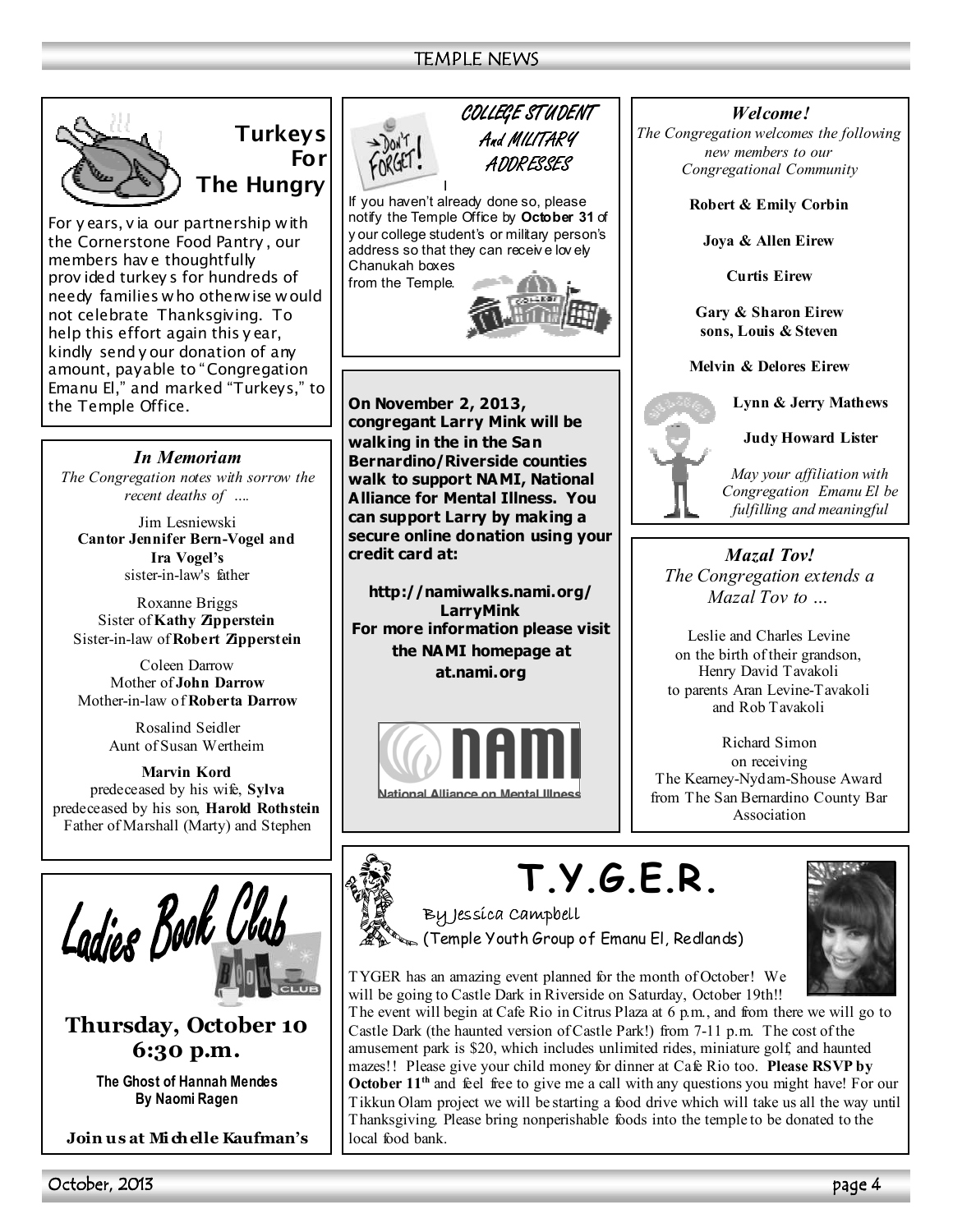## Turkeys For The Hungry

For years, via our partnership with the Cornerstone Food Pantry, our members have thoughtfully provided turkeys for hundreds of needy families who otherwise would not celebrate Thanksgiving. To help this effort again this year, kindly send your donation of any amount, payable to "Congregation Emanu El," and marked "Turkeys," to the Temple Office.

## In Memoriam

*The Congregation notes with sorrow the recent deaths of ….*

Jim Lesniewski
**Cantor Jennifer Bern-Vogel and Ira Vogel's**
sister-in-law's father

Roxanne Briggs
Sister of **Kathy Zipperstein**
Sister-in-law of **Robert Zipperstein**

Coleen Darrow
Mother of **John Darrow**
Mother-in-law of **Roberta Darrow**

Rosalind Seidler
Aunt of Susan Wertheim

**Marvin Kord**
predeceased by his wife, **Sylva**
predeceased by his son, **Harold Rothstein**
Father of Marshall (Marty) and Stephen

## Ladies Book Club

**Thursday, October 10**
**6:30 p.m.**

**The Ghost of Hannah Mendes**
**By Naomi Ragen**

**Join us at Michelle Kaufman's**

## COLLEGE STUDENT And MILITARY ADDRESSES

DON'T FORGET!

If you haven't already done so, please notify the Temple Office by **October 31** of your college student's or military person's address so that they can receive lovely Chanukah boxes from the Temple.

**On November 2, 2013, congregant Larry Mink will be walking in the in the San Bernardino/Riverside counties walk to support NAMI, National Alliance for Mental Illness. You can support Larry by making a secure online donation using your credit card at:**

**http://namiwalks.nami.org/LarryMink**
**For more information please visit the NAMI homepage at at.nami.org**

NAMI
National Alliance on Mental Illness

## Welcome!

*The Congregation welcomes the following new members to our Congregational Community*

**Robert & Emily Corbin**

**Joya & Allen Eirew**

**Curtis Eirew**

**Gary & Sharon Eirew**
**sons, Louis & Steven**

**Melvin & Delores Eirew**

**Lynn & Jerry Mathews**

**Judy Howard Lister**

*May your affiliation with Congregation Emanu El be fulfilling and meaningful*

## Mazal Tov!

*The Congregation extends a Mazal Tov to …*

Leslie and Charles Levine
on the birth of their grandson,
Henry David Tavakoli
to parents Aran Levine-Tavakoli
and Rob Tavakoli

Richard Simon
on receiving
The Kearney-Nydam-Shouse Award
from The San Bernardino County Bar Association

## T.Y.G.E.R.

By Jessica Campbell
(Temple Youth Group of Emanu El, Redlands)

TYGER has an amazing event planned for the month of October! We will be going to Castle Dark in Riverside on Saturday, October 19th!! The event will begin at Cafe Rio in Citrus Plaza at 6 p.m., and from there we will go to Castle Dark (the haunted version of Castle Park!) from 7-11 p.m. The cost of the amusement park is $20, which includes unlimited rides, miniature golf, and haunted mazes!! Please give your child money for dinner at Cafe Rio too. **Please RSVP by October 11th** and feel free to give me a call with any questions you might have! For our Tikkun Olam project we will be starting a food drive which will take us all the way until Thanksgiving. Please bring nonperishable foods into the temple to be donated to the local food bank.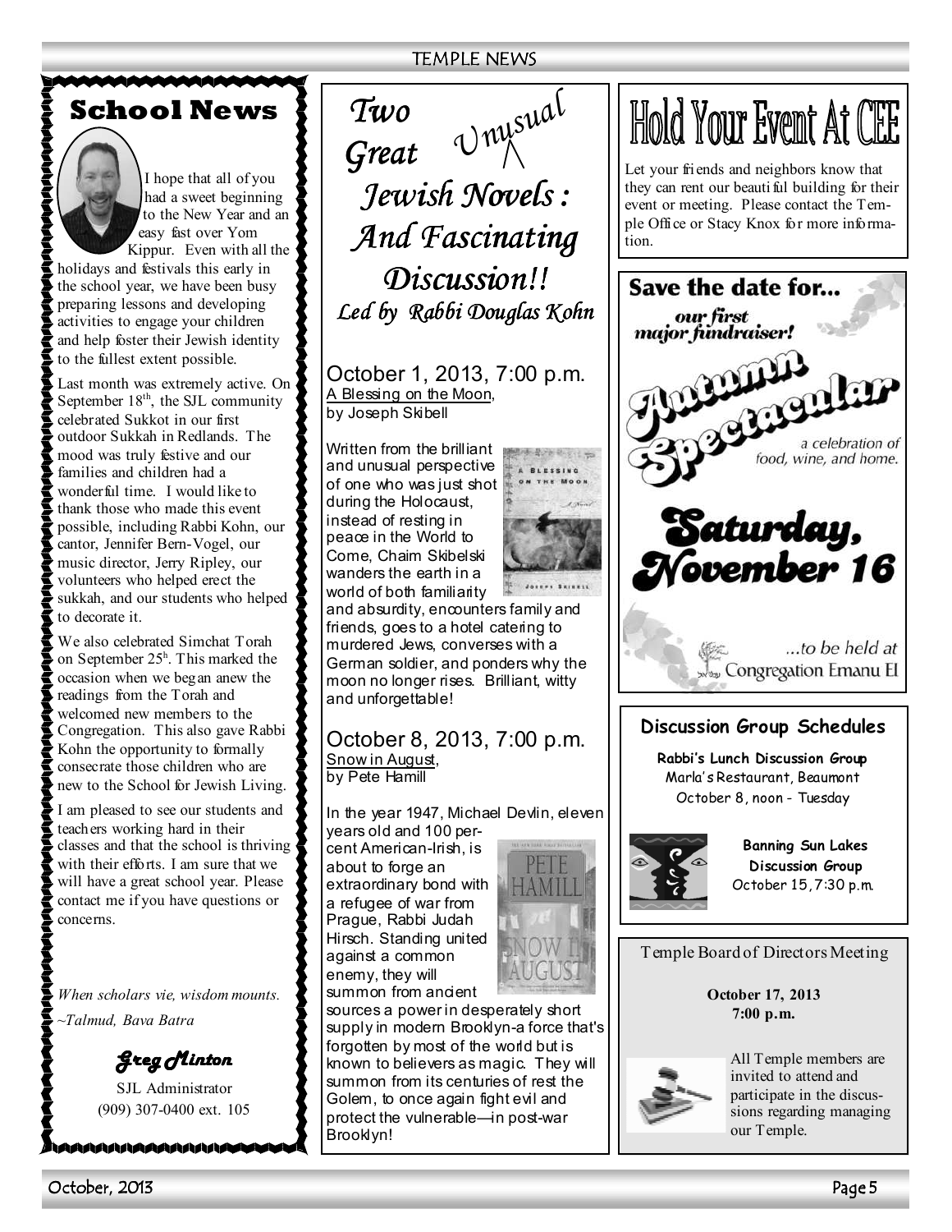## School News

I hope that all of you had a sweet beginning to the New Year and an easy fast over Yom Kippur. Even with all the holidays and festivals this early in the school year, we have been busy preparing lessons and developing activities to engage your children and help foster their Jewish identity to the fullest extent possible.

Last month was extremely active. On September 18th, the SJL community celebrated Sukkot in our first outdoor Sukkah in Redlands. The mood was truly festive and our families and children had a wonderful time. I would like to thank those who made this event possible, including Rabbi Kohn, our cantor, Jennifer Bern-Vogel, our music director, Jerry Ripley, our volunteers who helped erect the sukkah, and our students who helped to decorate it.

We also celebrated Simchat Torah on September 25h. This marked the occasion when we began anew the readings from the Torah and welcomed new members to the Congregation. This also gave Rabbi Kohn the opportunity to formally consecrate those children who are new to the School for Jewish Living.

I am pleased to see our students and teachers working hard in their classes and that the school is thriving with their efforts. I am sure that we will have a great school year. Please contact me if you have questions or concerns.

*When scholars vie, wisdom mounts.*

*~Talmud, Bava Batra*

***Greg Minton***

SJL Administrator
(909) 307-0400 ext. 105

## *Two Great ^Unusual Jewish Novels : And Fascinating Discussion!!*

*Led by Rabbi Douglas Kohn*

### October 1, 2013, 7:00 p.m.

A Blessing on the Moon,
by Joseph Skibell

Written from the brilliant and unusual perspective of one who was just shot during the Holocaust, instead of resting in peace in the World to Come, Chaim Skibelski wanders the earth in a world of both familiarity and absurdity, encounters family and friends, goes to a hotel catering to murdered Jews, converses with a German soldier, and ponders why the moon no longer rises. Brilliant, witty and unforgettable!

### October 8, 2013, 7:00 p.m.

Snow in August,
by Pete Hamill

In the year 1947, Michael Devlin, eleven years old and 100 percent American-Irish, is about to forge an extraordinary bond with a refugee of war from Prague, Rabbi Judah Hirsch. Standing united against a common enemy, they will summon from ancient sources a power in desperately short supply in modern Brooklyn-a force that's forgotten by most of the world but is known to believers as magic. They will summon from its centuries of rest the Golem, to once again fight evil and protect the vulnerable—in post-war Brooklyn!

## Hold Your Event At CEE

Let your friends and neighbors know that they can rent our beautiful building for their event or meeting. Please contact the Temple Office or Stacy Knox for more information.

**Save the date for...**

*our first major fundraiser!*

**Autumn Spectacular**

a celebration of food, wine, and home.

**Saturday, November 16**

...to be held at Congregation Emanu El

### Discussion Group Schedules

**Rabbi's Lunch Discussion Group**
Marla's Restaurant, Beaumont
October 8, noon - Tuesday

**Banning Sun Lakes Discussion Group**
October 15, 7:30 p.m.

### Temple Board of Directors Meeting

**October 17, 2013**
**7:00 p.m.**

All Temple members are invited to attend and participate in the discussions regarding managing our Temple.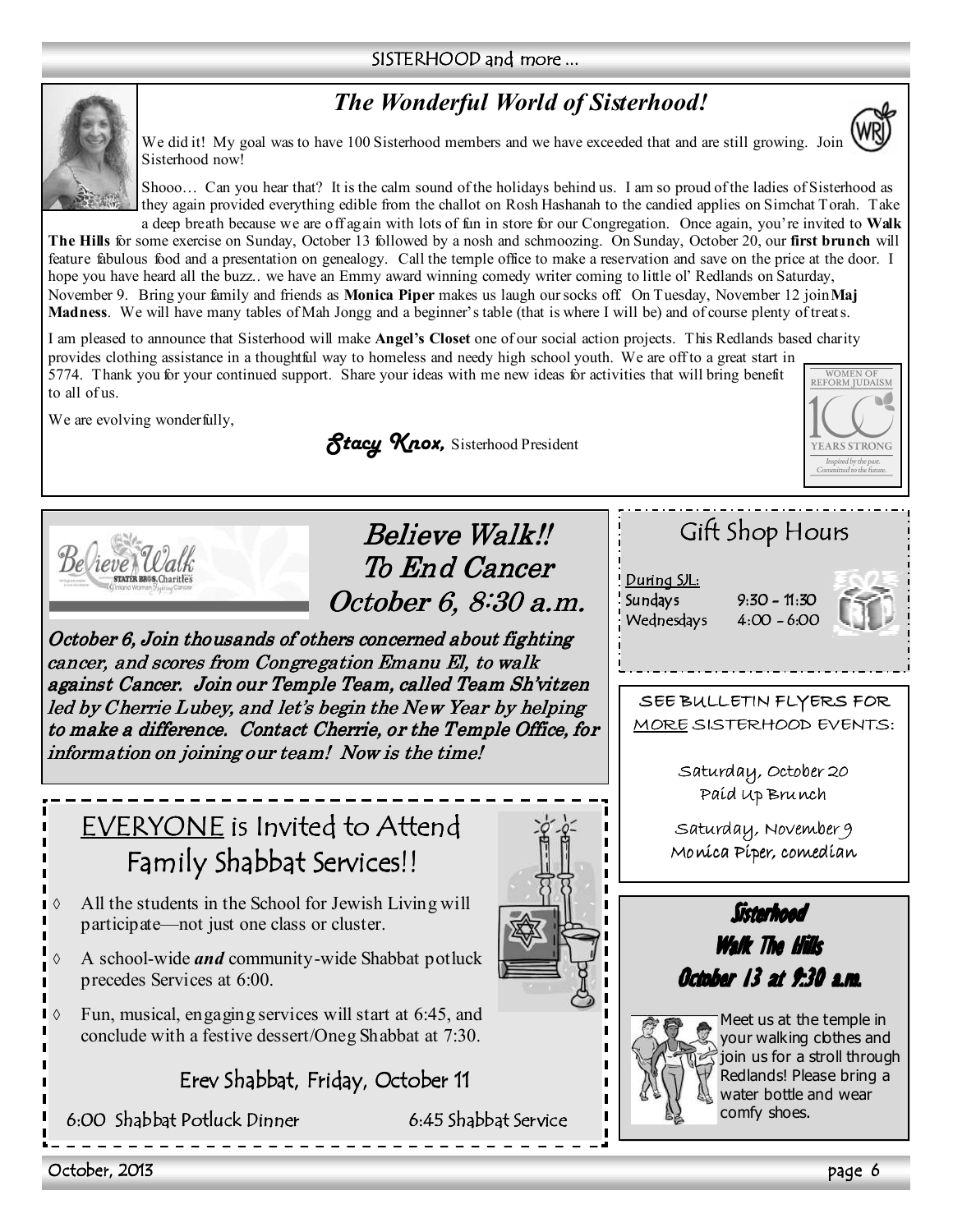## The Wonderful World of Sisterhood!

We did it! My goal was to have 100 Sisterhood members and we have exceeded that and are still growing. Join Sisterhood now!

Shooo… Can you hear that? It is the calm sound of the holidays behind us. I am so proud of the ladies of Sisterhood as they again provided everything edible from the challot on Rosh Hashanah to the candied apples on Simchat Torah. Take a deep breath because we are off again with lots of fun in store for our Congregation. Once again, you're invited to **Walk The Hills** for some exercise on Sunday, October 13 followed by a nosh and schmoozing. On Sunday, October 20, our **first brunch** will feature fabulous food and a presentation on genealogy. Call the temple office to make a reservation and save on the price at the door. I hope you have heard all the buzz.. we have an Emmy award winning comedy writer coming to little ol' Redlands on Saturday, November 9. Bring your family and friends as **Monica Piper** makes us laugh our socks off. On Tuesday, November 12 join **Maj Madness**. We will have many tables of Mah Jongg and a beginner's table (that is where I will be) and of course plenty of treats.

I am pleased to announce that Sisterhood will make **Angel's Closet** one of our social action projects. This Redlands based charity provides clothing assistance in a thoughtful way to homeless and needy high school youth. We are off to a great start in 5774. Thank you for your continued support. Share your ideas with me new ideas for activities that will bring benefit to all of us.

We are evolving wonderfully,

***Stacy Knox,*** Sisterhood President

WOMEN OF REFORM JUDAISM
100 YEARS STRONG
Inspired by the past. Committed to the future.

## Believe Walk!! To End Cancer October 6, 8:30 a.m.

*October 6, Join thousands of others concerned about fighting cancer, and scores from Congregation Emanu El, to walk against Cancer. Join our Temple Team, called Team Sh'vitzen led by Cherrie Lubey, and let's begin the New Year by helping to make a difference. Contact Cherrie, or the Temple Office, for information on joining our team! Now is the time!*

## EVERYONE is Invited to Attend Family Shabbat Services!!

- All the students in the School for Jewish Living will participate—not just one class or cluster.
- A school-wide ***and*** community-wide Shabbat potluck precedes Services at 6:00.
- Fun, musical, engaging services will start at 6:45, and conclude with a festive dessert/Oneg Shabbat at 7:30.

Erev Shabbat, Friday, October 11

6:00 Shabbat Potluck Dinner — 6:45 Shabbat Service

## Gift Shop Hours

During SJL:

| | |
|---|---|
| Sundays | 9:30 - 11:30 |
| Wednesdays | 4:00 - 6:00 |

SEE BULLETIN FLYERS FOR MORE SISTERHOOD EVENTS:

Saturday, October 20
Paid Up Brunch

Saturday, November 9
Monica Piper, comedian

## Sisterhood Walk The Hills October 13 at 9:30 a.m.

Meet us at the temple in your walking clothes and join us for a stroll through Redlands! Please bring a water bottle and wear comfy shoes.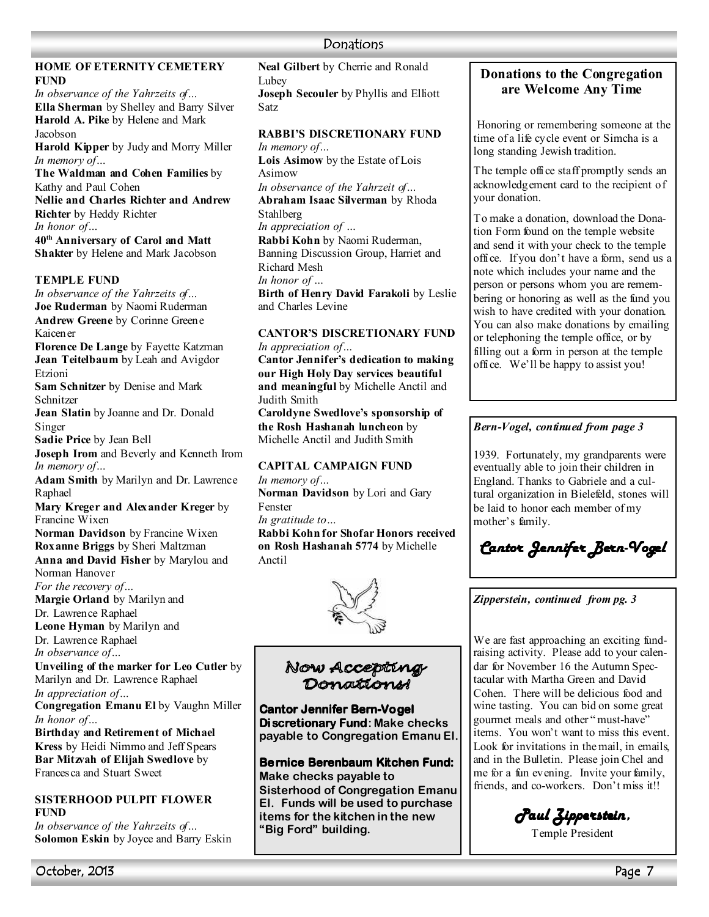# Donations

### HOME OF ETERNITY CEMETERY FUND

*In observance of the Yahrzeits of…*
**Ella Sherman** by Shelley and Barry Silver
**Harold A. Pike** by Helene and Mark Jacobson
**Harold Kipper** by Judy and Morry Miller
*In memory of…*
**The Waldman and Cohen Families** by Kathy and Paul Cohen
**Nellie and Charles Richter and Andrew Richter** by Heddy Richter
*In honor of…*
**40th Anniversary of Carol and Matt Shakter** by Helene and Mark Jacobson

### TEMPLE FUND

*In observance of the Yahrzeits of…*
**Joe Ruderman** by Naomi Ruderman
**Andrew Greene** by Corinne Greene Kaicener
**Florence De Lange** by Fayette Katzman
**Jean Teitelbaum** by Leah and Avigdor Etzioni
**Sam Schnitzer** by Denise and Mark Schnitzer
**Jean Slatin** by Joanne and Dr. Donald Singer
**Sadie Price** by Jean Bell
**Joseph Irom** and Beverly and Kenneth Irom
*In memory of…*
**Adam Smith** by Marilyn and Dr. Lawrence Raphael
**Mary Kreger and Alexander Kreger** by Francine Wixen
**Norman Davidson** by Francine Wixen
**Roxanne Briggs** by Sheri Maltzman
**Anna and David Fisher** by Marylou and Norman Hanover
*For the recovery of…*
**Margie Orland** by Marilyn and Dr. Lawrence Raphael
**Leone Hyman** by Marilyn and Dr. Lawrence Raphael
*In observance of…*
**Unveiling of the marker for Leo Cutler** by Marilyn and Dr. Lawrence Raphael
*In appreciation of…*
**Congregation Emanu El** by Vaughn Miller
*In honor of…*
**Birthday and Retirement of Michael Kress** by Heidi Nimmo and Jeff Spears
**Bar Mitzvah of Elijah Swedlove** by Francesca and Stuart Sweet

### SISTERHOOD PULPIT FLOWER FUND

*In observance of the Yahrzeits of…*
**Solomon Eskin** by Joyce and Barry Eskin
**Neal Gilbert** by Cherrie and Ronald Lubey
**Joseph Secouler** by Phyllis and Elliott Satz

### RABBI'S DISCRETIONARY FUND

*In memory of…*
**Lois Asimow** by the Estate of Lois Asimow
*In observance of the Yahrzeit of…*
**Abraham Isaac Silverman** by Rhoda Stahlberg
*In appreciation of …*
**Rabbi Kohn** by Naomi Ruderman, Banning Discussion Group, Harriet and Richard Mesh
*In honor of …*
**Birth of Henry David Farakoli** by Leslie and Charles Levine

### CANTOR'S DISCRETIONARY FUND

*In appreciation of…*
**Cantor Jennifer's dedication to making our High Holy Day services beautiful and meaningful** by Michelle Anctil and Judith Smith
**Caroldyne Swedlove's sponsorship of the Rosh Hashanah luncheon** by Michelle Anctil and Judith Smith

### CAPITAL CAMPAIGN FUND

*In memory of…*
**Norman Davidson** by Lori and Gary Fenster
*In gratitude to…*
**Rabbi Kohn for Shofar Honors received on Rosh Hashanah 5774** by Michelle Anctil

## Now Accepting Donations!

**Cantor Jennifer Bern-Vogel Discretionary Fund: Make checks payable to Congregation Emanu El.**

**Bernice Berenbaum Kitchen Fund: Make checks payable to Sisterhood of Congregation Emanu El. Funds will be used to purchase items for the kitchen in the new "Big Ford" building.**

## Donations to the Congregation are Welcome Any Time

Honoring or remembering someone at the time of a life cycle event or Simcha is a long standing Jewish tradition.

The temple office staff promptly sends an acknowledgement card to the recipient of your donation.

To make a donation, download the Donation Form found on the temple website and send it with your check to the temple office. If you don't have a form, send us a note which includes your name and the person or persons whom you are remembering or honoring as well as the fund you wish to have credited with your donation. You can also make donations by emailing or telephoning the temple office, or by filling out a form in person at the temple office. We'll be happy to assist you!

*Bern-Vogel, continued from page 3*

1939. Fortunately, my grandparents were eventually able to join their children in England. Thanks to Gabriele and a cultural organization in Bielefeld, stones will be laid to honor each member of my mother's family.

*Cantor Jennifer Bern-Vogel*

*Zipperstein, continued from pg. 3*

We are fast approaching an exciting fundraising activity. Please add to your calendar for November 16 the Autumn Spectacular with Martha Green and David Cohen. There will be delicious food and wine tasting. You can bid on some great gourmet meals and other "must-have" items. You won't want to miss this event. Look for invitations in the mail, in emails, and in the Bulletin. Please join Chel and me for a fun evening. Invite your family, friends, and co-workers. Don't miss it!!

*Paul Zipperstein,*
Temple President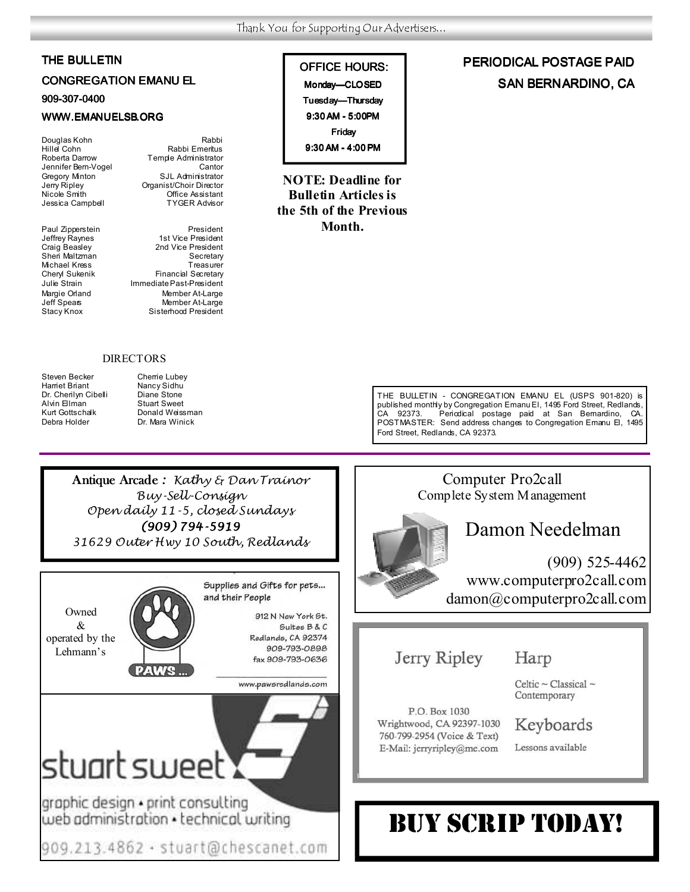Thank You for Supporting Our Advertisers...

**THE BULLETIN**

**CONGREGATION EMANU EL**

**909-307-0400**

**WWW.EMANUELSB.ORG**

| | |
|---|---|
| Douglas Kohn | Rabbi |
| Hillel Cohn | Rabbi Emeritus |
| Roberta Darrow | Temple Administrator |
| Jennifer Bern-Vogel | Cantor |
| Gregory Minton | SJL Administrator |
| Jerry Ripley | Organist/Choir Director |
| Nicole Smith | Office Assistant |
| Jessica Campbell | TYGER Advisor |

| | |
|---|---|
| Paul Zipperstein | President |
| Jeffrey Raynes | 1st Vice President |
| Craig Beasley | 2nd Vice President |
| Sheri Maltzman | Secretary |
| Michael Kress | Treasurer |
| Cheryl Sukenik | Financial Secretary |
| Julie Strain | Immediate Past-President |
| Margie Orland | Member At-Large |
| Jeff Spears | Member At-Large |
| Stacy Knox | Sisterhood President |

DIRECTORS

| | |
|---|---|
| Steven Becker | Cherrie Lubey |
| Harriet Briant | Nancy Sidhu |
| Dr. Cherilyn Cibelli | Diane Stone |
| Alvin Ellman | Stuart Sweet |
| Kurt Gottschalk | Donald Weissman |
| Debra Holder | Dr. Mara Winick |

**OFFICE HOURS:**

**Monday—CLOSED**

**Tuesday—Thursday**

**9:30 AM - 5:00PM**

**Friday**

**9:30 AM - 4:00 PM**

**NOTE: Deadline for Bulletin Articles is the 5th of the Previous Month.**

**PERIODICAL POSTAGE PAID**

**SAN BERNARDINO, CA**

THE BULLETIN - CONGREGATION EMANU EL (USPS 901-820) is published monthly by Congregation Emanu El, 1495 Ford Street, Redlands, CA 92373. Periodical postage paid at San Bernardino, CA. POSTMASTER: Send address changes to Congregation Emanu El, 1495 Ford Street, Redlands, CA 92373.

---

**Antique Arcade :** *Kathy & Dan Trainor*
*Buy-Sell-Consign*
*Open daily 11-5, closed Sundays*
*(909) 794-5919*
*31629 Outer Hwy 10 South, Redlands*

Computer Pro2call
Complete System Management
Damon Needelman
(909) 525-4462
www.computerpro2call.com
damon@computerpro2call.com

Owned & operated by the Lehmann's

PAWS ...
Supplies and Gifts for pets... and their People
912 N New York St.
Suites B & C
Redlands, CA 92374
909-793-0898
fax 909-793-0636
www.pawsredlands.com

Jerry Ripley
P.O. Box 1030
Wrightwood, CA 92397-1030
760-799-2954 (Voice & Text)
E-Mail: jerryripley@me.com

Harp
Celtic ~ Classical ~ Contemporary

Keyboards
Lessons available

stuart sweet
graphic design • print consulting
web administration • technical writing
909.213.4862 • stuart@chescanet.com

**BUY SCRIP TODAY!**